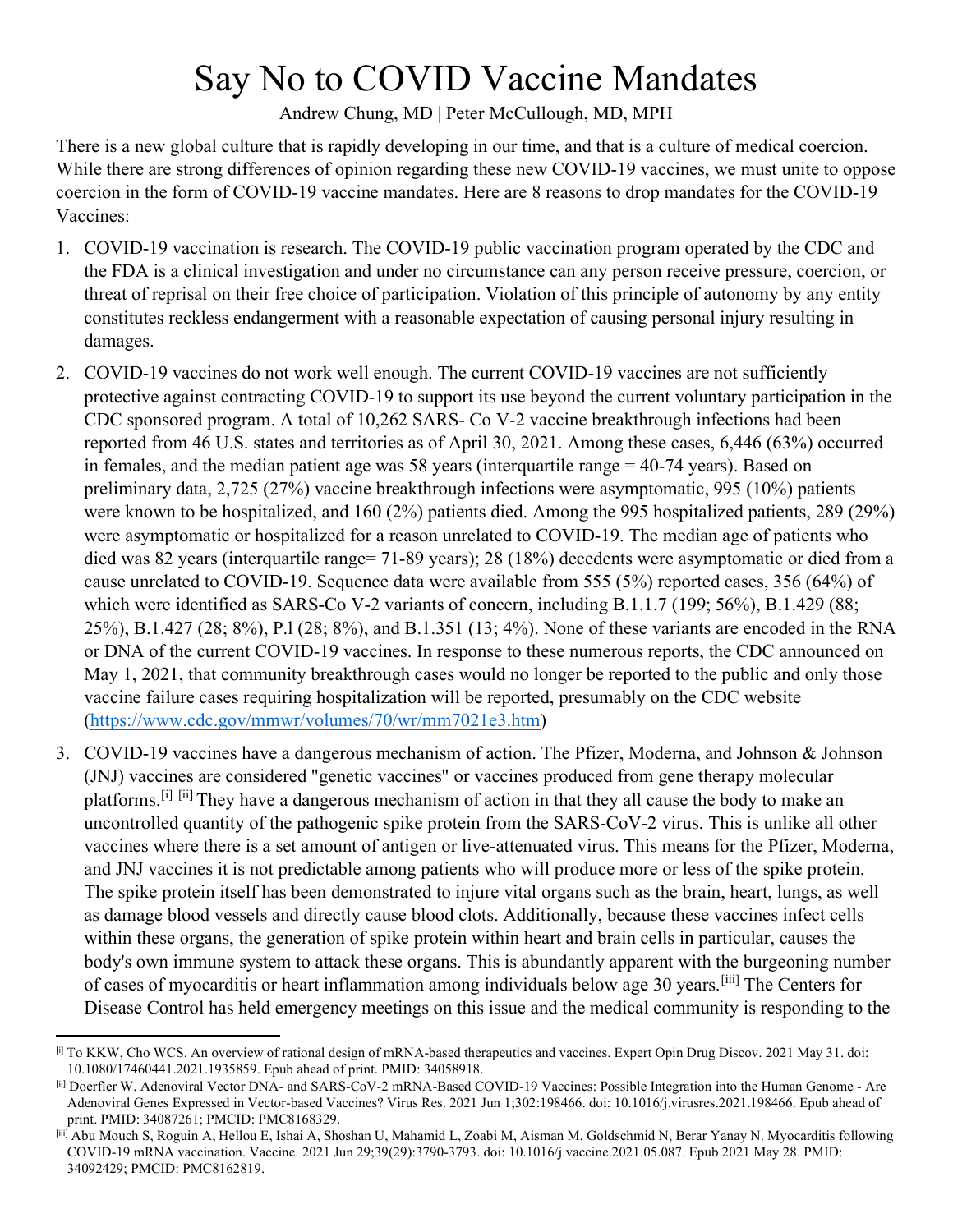# Say No to COVID Vaccine Mandates

Andrew Chung, MD | Peter McCullough, MD, MPH

There is a new global culture that is rapidly developing in our time, and that is a culture of medical coercion. While there are strong differences of opinion regarding these new COVID-19 vaccines, we must unite to oppose coercion in the form of COVID-19 vaccine mandates. Here are 8 reasons to drop mandates for the COVID-19 Vaccines:

1. COVID-19 vaccination is research. The COVID-19 public vaccination program operated by the CDC and the FDA is a clinical investigation and under no circumstance can any person receive pressure, coercion, or threat of reprisal on their free choice of participation. Violation of this principle of autonomy by any entity constitutes reckless endangerment with a reasonable expectation of causing personal injury resulting in damages.

2. COVID-19 vaccines do not work well enough. The current COVID-19 vaccines are not sufficiently protective against contracting COVID-19 to support its use beyond the current voluntary participation in the CDC sponsored program. A total of 10,262 SARS- Co V-2 vaccine breakthrough infections had been reported from 46 U.S. states and territories as of April 30, 2021. Among these cases, 6,446 (63%) occurred in females, and the median patient age was 58 years (interquartile range = 40-74 years). Based on preliminary data, 2,725 (27%) vaccine breakthrough infections were asymptomatic, 995 (10%) patients were known to be hospitalized, and 160 (2%) patients died. Among the 995 hospitalized patients, 289 (29%) were asymptomatic or hospitalized for a reason unrelated to COVID-19. The median age of patients who died was 82 years (interquartile range= 71-89 years); 28 (18%) decedents were asymptomatic or died from a cause unrelated to COVID-19. Sequence data were available from 555 (5%) reported cases, 356 (64%) of which were identified as SARS-Co V-2 variants of concern, including B.1.1.7 (199; 56%), B.1.429 (88; 25%), B.1.427 (28; 8%), P.l (28; 8%), and B.1.351 (13; 4%). None of these variants are encoded in the RNA or DNA of the current COVID-19 vaccines. In response to these numerous reports, the CDC announced on May 1, 2021, that community breakthrough cases would no longer be reported to the public and only those vaccine failure cases requiring hospitalization will be reported, presumably on the CDC website ([https://www.cdc.gov/mmwr/volumes/70/wr/mm7021e3.htm](https://www.cdc.gov/mmwr/volumes/70/wr/mm7021e3.htm))

3. COVID-19 vaccines have a dangerous mechanism of action. The Pfizer, Moderna, and Johnson & Johnson (JNJ) vaccines are considered "genetic vaccines" or vaccines produced from gene therapy molecular platforms.[i] [ii] They have a dangerous mechanism of action in that they all cause the body to make an uncontrolled quantity of the pathogenic spike protein from the SARS-CoV-2 virus. This is unlike all other vaccines where there is a set amount of antigen or live-attenuated virus. This means for the Pfizer, Moderna, and JNJ vaccines it is not predictable among patients who will produce more or less of the spike protein. The spike protein itself has been demonstrated to injure vital organs such as the brain, heart, lungs, as well as damage blood vessels and directly cause blood clots. Additionally, because these vaccines infect cells within these organs, the generation of spike protein within heart and brain cells in particular, causes the body's own immune system to attack these organs. This is abundantly apparent with the burgeoning number of cases of myocarditis or heart inflammation among individuals below age 30 years.[iii] The Centers for Disease Control has held emergency meetings on this issue and the medical community is responding to the

---

[i] To KKW, Cho WCS. An overview of rational design of mRNA-based therapeutics and vaccines. Expert Opin Drug Discov. 2021 May 31. doi: 10.1080/17460441.2021.1935859. Epub ahead of print. PMID: 34058918.

[ii] Doerfler W. Adenoviral Vector DNA- and SARS-CoV-2 mRNA-Based COVID-19 Vaccines: Possible Integration into the Human Genome - Are Adenoviral Genes Expressed in Vector-based Vaccines? Virus Res. 2021 Jun 1;302:198466. doi: 10.1016/j.virusres.2021.198466. Epub ahead of print. PMID: 34087261; PMCID: PMC8168329.

[iii] Abu Mouch S, Roguin A, Hellou E, Ishai A, Shoshan U, Mahamid L, Zoabi M, Aisman M, Goldschmid N, Berar Yanay N. Myocarditis following COVID-19 mRNA vaccination. Vaccine. 2021 Jun 29;39(29):3790-3793. doi: 10.1016/j.vaccine.2021.05.087. Epub 2021 May 28. PMID: 34092429; PMCID: PMC8162819.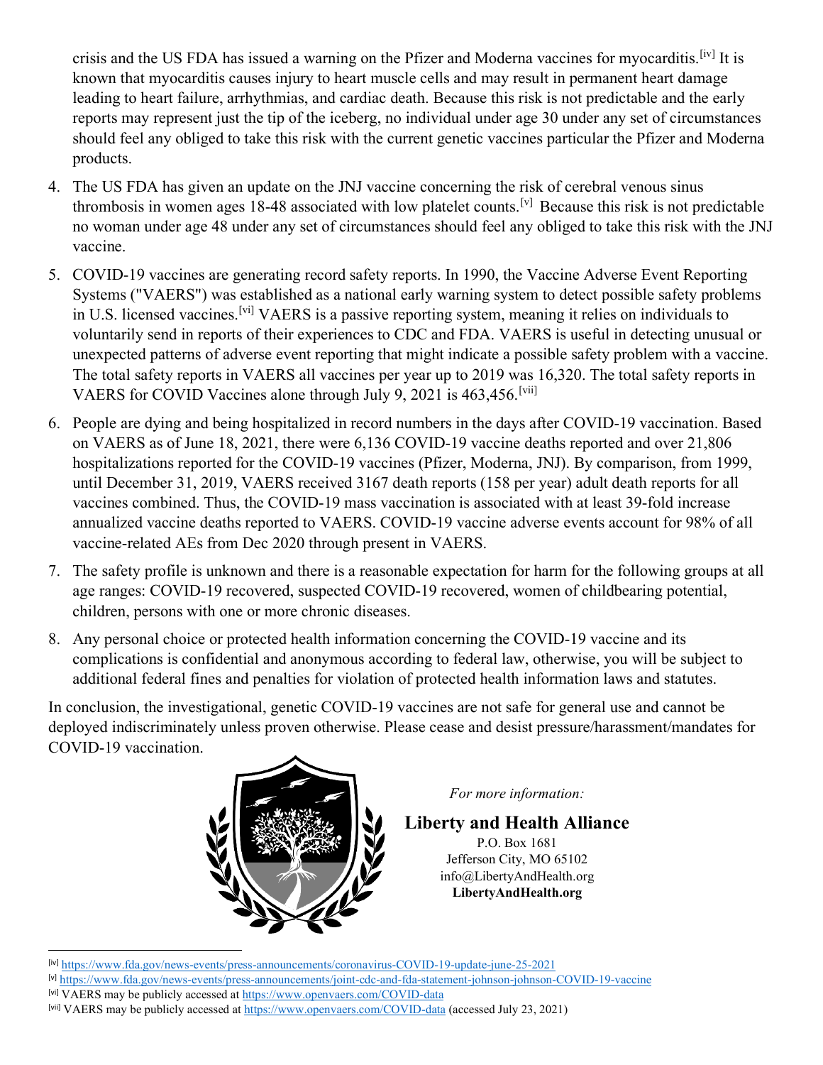crisis and the US FDA has issued a warning on the Pfizer and Moderna vaccines for myocarditis.[iv] It is known that myocarditis causes injury to heart muscle cells and may result in permanent heart damage leading to heart failure, arrhythmias, and cardiac death. Because this risk is not predictable and the early reports may represent just the tip of the iceberg, no individual under age 30 under any set of circumstances should feel any obliged to take this risk with the current genetic vaccines particular the Pfizer and Moderna products.

4. The US FDA has given an update on the JNJ vaccine concerning the risk of cerebral venous sinus thrombosis in women ages 18-48 associated with low platelet counts.[v] Because this risk is not predictable no woman under age 48 under any set of circumstances should feel any obliged to take this risk with the JNJ vaccine.
5. COVID-19 vaccines are generating record safety reports. In 1990, the Vaccine Adverse Event Reporting Systems ("VAERS") was established as a national early warning system to detect possible safety problems in U.S. licensed vaccines.[vi] VAERS is a passive reporting system, meaning it relies on individuals to voluntarily send in reports of their experiences to CDC and FDA. VAERS is useful in detecting unusual or unexpected patterns of adverse event reporting that might indicate a possible safety problem with a vaccine. The total safety reports in VAERS all vaccines per year up to 2019 was 16,320. The total safety reports in VAERS for COVID Vaccines alone through July 9, 2021 is 463,456.[vii]
6. People are dying and being hospitalized in record numbers in the days after COVID-19 vaccination. Based on VAERS as of June 18, 2021, there were 6,136 COVID-19 vaccine deaths reported and over 21,806 hospitalizations reported for the COVID-19 vaccines (Pfizer, Moderna, JNJ). By comparison, from 1999, until December 31, 2019, VAERS received 3167 death reports (158 per year) adult death reports for all vaccines combined. Thus, the COVID-19 mass vaccination is associated with at least 39-fold increase annualized vaccine deaths reported to VAERS. COVID-19 vaccine adverse events account for 98% of all vaccine-related AEs from Dec 2020 through present in VAERS.
7. The safety profile is unknown and there is a reasonable expectation for harm for the following groups at all age ranges: COVID-19 recovered, suspected COVID-19 recovered, women of childbearing potential, children, persons with one or more chronic diseases.
8. Any personal choice or protected health information concerning the COVID-19 vaccine and its complications is confidential and anonymous according to federal law, otherwise, you will be subject to additional federal fines and penalties for violation of protected health information laws and statutes.

In conclusion, the investigational, genetic COVID-19 vaccines are not safe for general use and cannot be deployed indiscriminately unless proven otherwise. Please cease and desist pressure/harassment/mandates for COVID-19 vaccination.

*For more information:*

**Liberty and Health Alliance**
P.O. Box 1681
Jefferson City, MO 65102
info@LibertyAndHealth.org
**LibertyAndHealth.org**

[iv] https://www.fda.gov/news-events/press-announcements/coronavirus-COVID-19-update-june-25-2021
[v] https://www.fda.gov/news-events/press-announcements/joint-cdc-and-fda-statement-johnson-johnson-COVID-19-vaccine
[vi] VAERS may be publicly accessed at https://www.openvaers.com/COVID-data
[vii] VAERS may be publicly accessed at https://www.openvaers.com/COVID-data (accessed July 23, 2021)